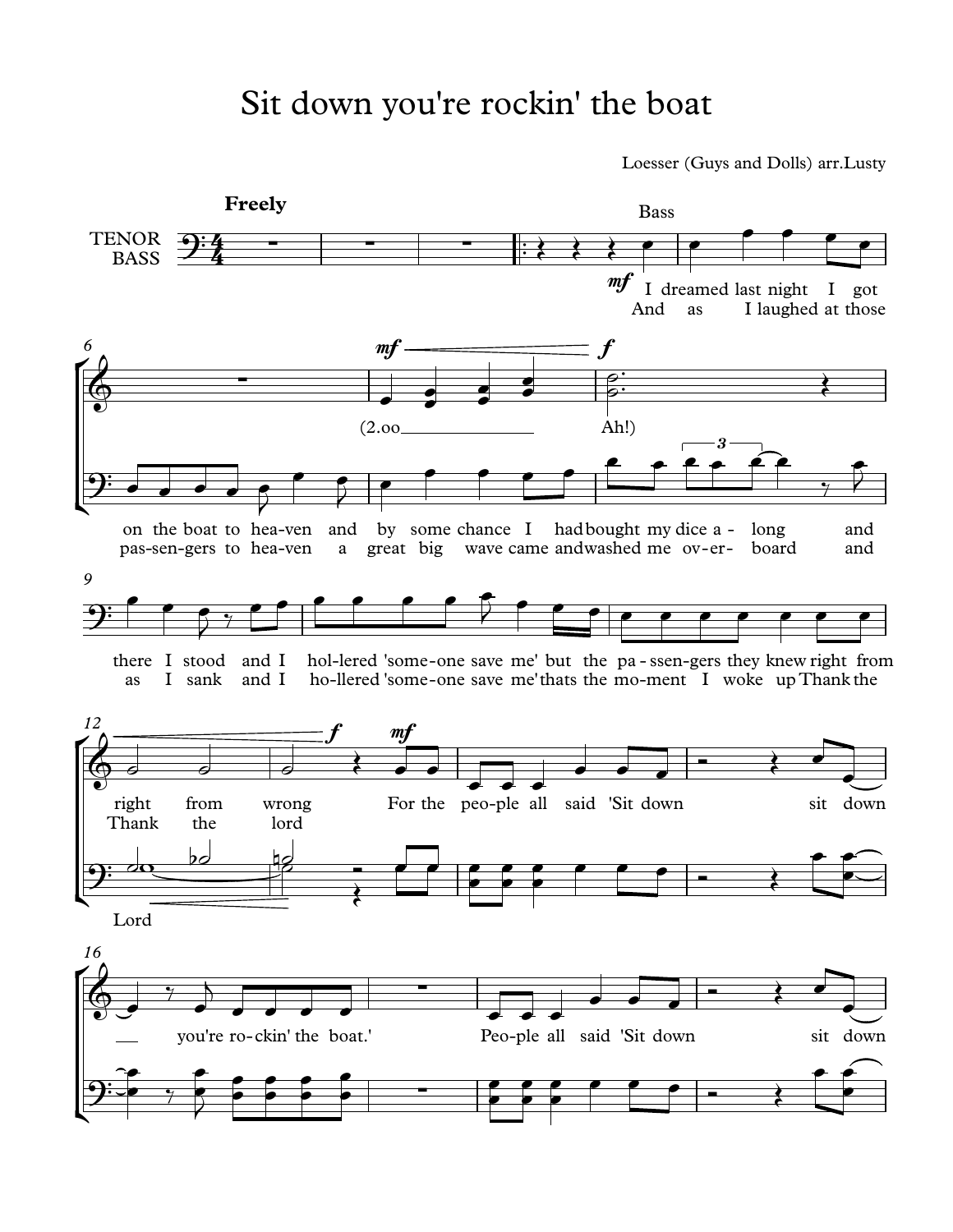# Sit down you're rockin' the boat

Loesser (Guys and Dolls) arr.Lusty

**Freely**

TENOR
BASS

Bass

*mf* I dreamed last night I got on the boat to hea-ven and by some chance I had bought my dice a - long and there I stood and I hol-lered 'some-one save me' but the pa - ssen-gers they knew right from right from wrong

And as I laughed at those pas-sen-gers to hea-ven a great big wave came and washed me ov-er- board and as I sank and I ho-llered 'some-one save me' thats the mo-ment I woke up Thank the Thank the lord

Lord

*mf* (2.oo ... *f* Ah!)

*mf* For the peo-ple all said 'Sit down sit down you're ro-ckin' the boat.'

Peo-ple all said 'Sit down sit down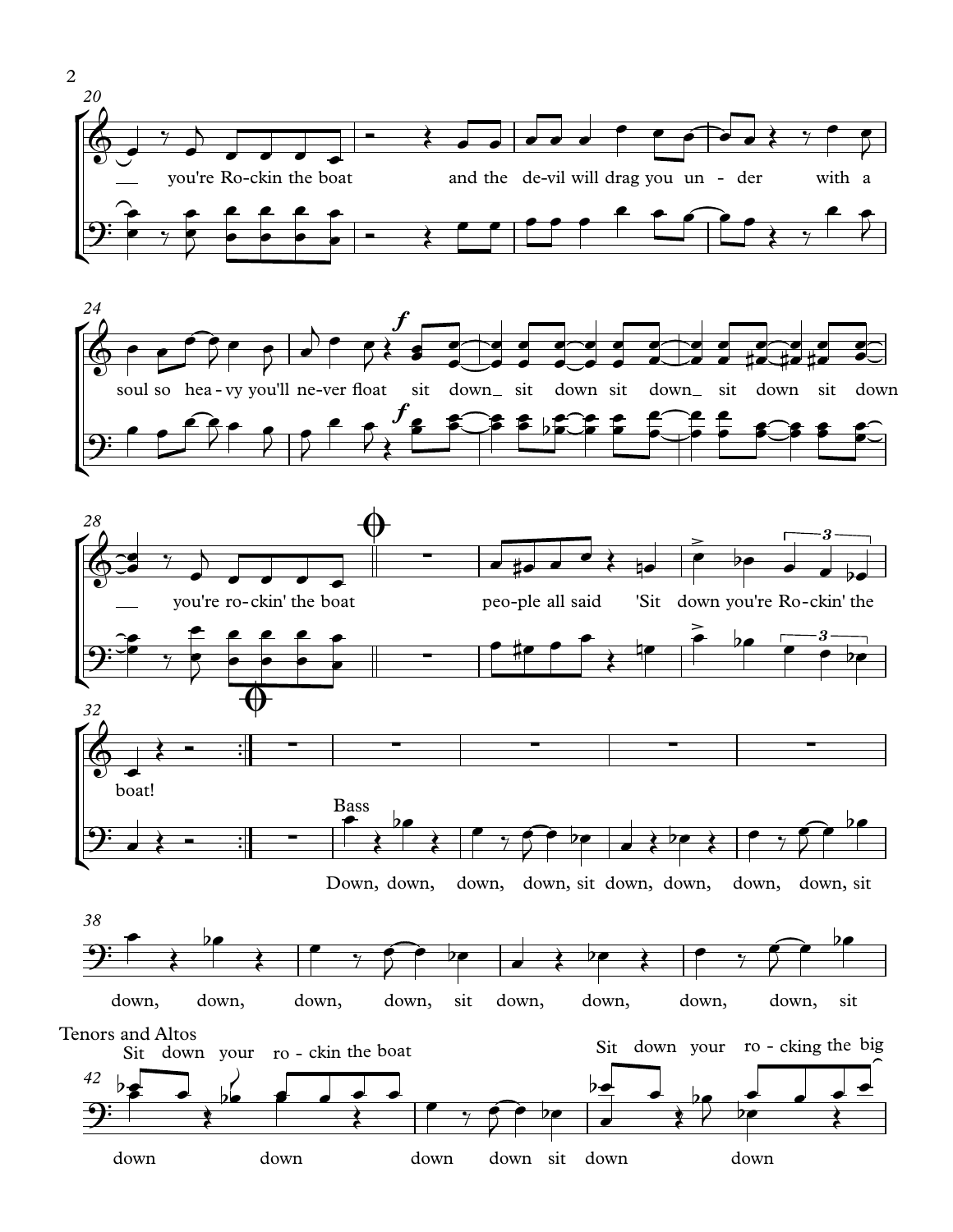you're Ro-ckin the boat and the de-vil will drag you un-der with a

soul so hea-vy you'll ne-ver float sit down_ sit down sit down_ sit down sit down

you're ro-ckin' the boat peo-ple all said 'Sit down you're Ro-ckin' the

boat!

Bass

Down, down, down, down, sit down, down, down, down, sit

down, down, down, down, sit down, down, down, down, sit

Tenors and Altos

Sit down your ro-ckin the boat Sit down your ro-cking the big

down down down down sit down down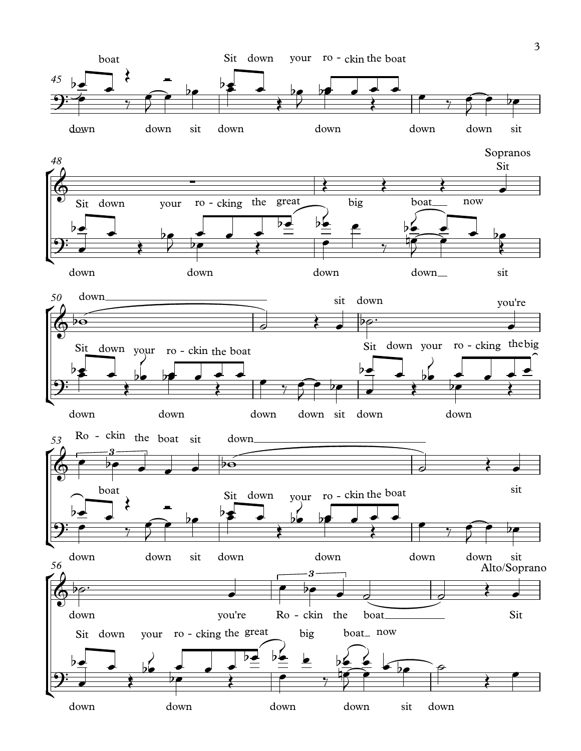45

boat — Sit down your ro - ckin the boat

down down sit down down down down sit

48

Sopranos

Sit

Sit down your ro - cking the great big boat now

down down down down sit

50

down sit down you're

Sit down your ro - ckin the boat — Sit down your ro - cking the big

down down down down sit down down

53

Ro - ckin the boat sit down

boat — Sit down your ro - ckin the boat — sit

down down sit down down down down sit

56

Alto/Soprano

down you're Ro - ckin the boat Sit

Sit down your ro - cking the great big boat now

down down down down sit down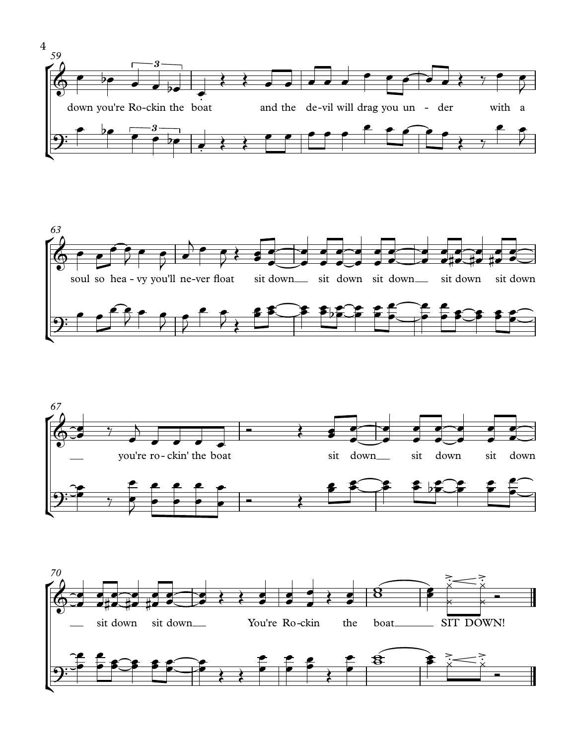59

down you're Ro-ckin the boat and the de-vil will drag you un - der with a

63

soul so hea - vy you'll ne-ver float sit down sit down sit down sit down sit down

67

you're ro-ckin' the boat sit down sit down sit down

70

sit down sit down You're Ro-ckin the boat SIT DOWN!